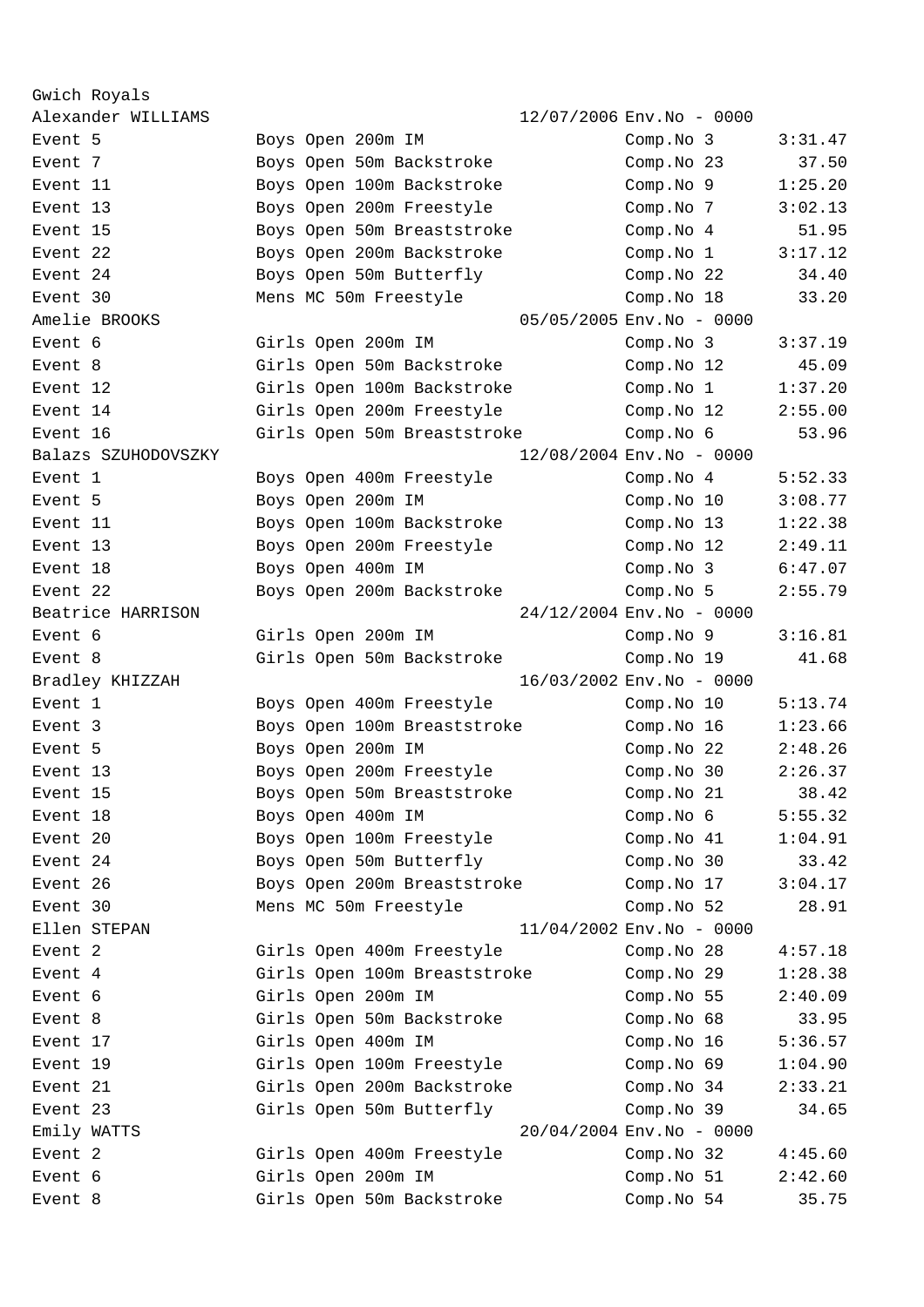Gwich Royals

| | | | |
|---|---|---|---|
| **Alexander WILLIAMS** | 12/07/2006 | Env.No - 0000 | |
| Event 5 | Boys Open 200m IM | Comp.No 3 | 3:31.47 |
| Event 7 | Boys Open 50m Backstroke | Comp.No 23 | 37.50 |
| Event 11 | Boys Open 100m Backstroke | Comp.No 9 | 1:25.20 |
| Event 13 | Boys Open 200m Freestyle | Comp.No 7 | 3:02.13 |
| Event 15 | Boys Open 50m Breaststroke | Comp.No 4 | 51.95 |
| Event 22 | Boys Open 200m Backstroke | Comp.No 1 | 3:17.12 |
| Event 24 | Boys Open 50m Butterfly | Comp.No 22 | 34.40 |
| Event 30 | Mens MC 50m Freestyle | Comp.No 18 | 33.20 |
| **Amelie BROOKS** | 05/05/2005 | Env.No - 0000 | |
| Event 6 | Girls Open 200m IM | Comp.No 3 | 3:37.19 |
| Event 8 | Girls Open 50m Backstroke | Comp.No 12 | 45.09 |
| Event 12 | Girls Open 100m Backstroke | Comp.No 1 | 1:37.20 |
| Event 14 | Girls Open 200m Freestyle | Comp.No 12 | 2:55.00 |
| Event 16 | Girls Open 50m Breaststroke | Comp.No 6 | 53.96 |
| **Balazs SZUHODOVSZKY** | 12/08/2004 | Env.No - 0000 | |
| Event 1 | Boys Open 400m Freestyle | Comp.No 4 | 5:52.33 |
| Event 5 | Boys Open 200m IM | Comp.No 10 | 3:08.77 |
| Event 11 | Boys Open 100m Backstroke | Comp.No 13 | 1:22.38 |
| Event 13 | Boys Open 200m Freestyle | Comp.No 12 | 2:49.11 |
| Event 18 | Boys Open 400m IM | Comp.No 3 | 6:47.07 |
| Event 22 | Boys Open 200m Backstroke | Comp.No 5 | 2:55.79 |
| **Beatrice HARRISON** | 24/12/2004 | Env.No - 0000 | |
| Event 6 | Girls Open 200m IM | Comp.No 9 | 3:16.81 |
| Event 8 | Girls Open 50m Backstroke | Comp.No 19 | 41.68 |
| **Bradley KHIZZAH** | 16/03/2002 | Env.No - 0000 | |
| Event 1 | Boys Open 400m Freestyle | Comp.No 10 | 5:13.74 |
| Event 3 | Boys Open 100m Breaststroke | Comp.No 16 | 1:23.66 |
| Event 5 | Boys Open 200m IM | Comp.No 22 | 2:48.26 |
| Event 13 | Boys Open 200m Freestyle | Comp.No 30 | 2:26.37 |
| Event 15 | Boys Open 50m Breaststroke | Comp.No 21 | 38.42 |
| Event 18 | Boys Open 400m IM | Comp.No 6 | 5:55.32 |
| Event 20 | Boys Open 100m Freestyle | Comp.No 41 | 1:04.91 |
| Event 24 | Boys Open 50m Butterfly | Comp.No 30 | 33.42 |
| Event 26 | Boys Open 200m Breaststroke | Comp.No 17 | 3:04.17 |
| Event 30 | Mens MC 50m Freestyle | Comp.No 52 | 28.91 |
| **Ellen STEPAN** | 11/04/2002 | Env.No - 0000 | |
| Event 2 | Girls Open 400m Freestyle | Comp.No 28 | 4:57.18 |
| Event 4 | Girls Open 100m Breaststroke | Comp.No 29 | 1:28.38 |
| Event 6 | Girls Open 200m IM | Comp.No 55 | 2:40.09 |
| Event 8 | Girls Open 50m Backstroke | Comp.No 68 | 33.95 |
| Event 17 | Girls Open 400m IM | Comp.No 16 | 5:36.57 |
| Event 19 | Girls Open 100m Freestyle | Comp.No 69 | 1:04.90 |
| Event 21 | Girls Open 200m Backstroke | Comp.No 34 | 2:33.21 |
| Event 23 | Girls Open 50m Butterfly | Comp.No 39 | 34.65 |
| **Emily WATTS** | 20/04/2004 | Env.No - 0000 | |
| Event 2 | Girls Open 400m Freestyle | Comp.No 32 | 4:45.60 |
| Event 6 | Girls Open 200m IM | Comp.No 51 | 2:42.60 |
| Event 8 | Girls Open 50m Backstroke | Comp.No 54 | 35.75 |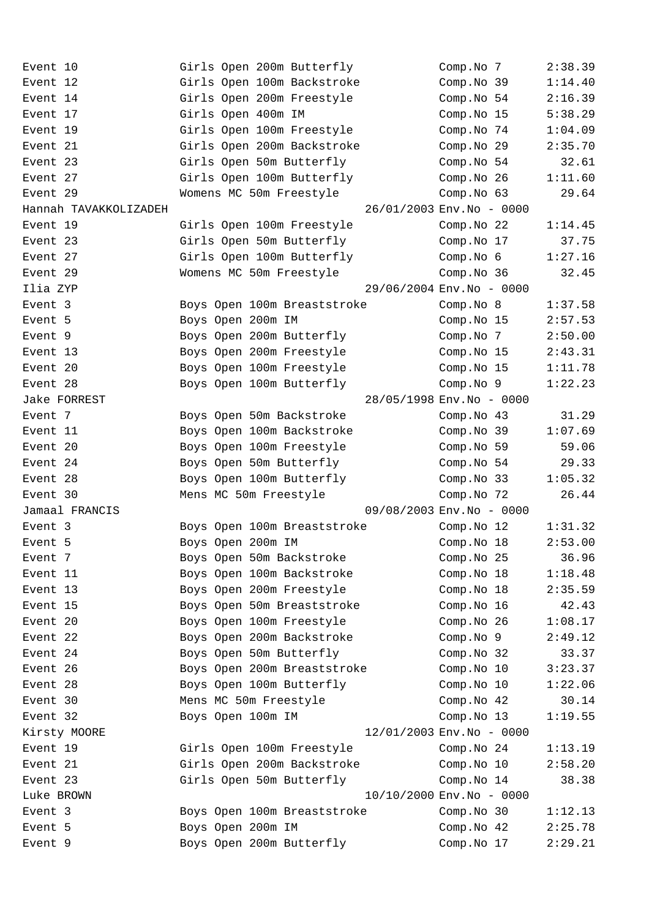| | | | | |
|---|---|---|---|---|
| Event 10 | Girls Open 200m Butterfly | | Comp.No 7 | 2:38.39 |
| Event 12 | Girls Open 100m Backstroke | | Comp.No 39 | 1:14.40 |
| Event 14 | Girls Open 200m Freestyle | | Comp.No 54 | 2:16.39 |
| Event 17 | Girls Open 400m IM | | Comp.No 15 | 5:38.29 |
| Event 19 | Girls Open 100m Freestyle | | Comp.No 74 | 1:04.09 |
| Event 21 | Girls Open 200m Backstroke | | Comp.No 29 | 2:35.70 |
| Event 23 | Girls Open 50m Butterfly | | Comp.No 54 | 32.61 |
| Event 27 | Girls Open 100m Butterfly | | Comp.No 26 | 1:11.60 |
| Event 29 | Womens MC 50m Freestyle | | Comp.No 63 | 29.64 |
| Hannah TAVAKKOLIZADEH | | 26/01/2003 | Env.No - 0000 | |
| Event 19 | Girls Open 100m Freestyle | | Comp.No 22 | 1:14.45 |
| Event 23 | Girls Open 50m Butterfly | | Comp.No 17 | 37.75 |
| Event 27 | Girls Open 100m Butterfly | | Comp.No 6 | 1:27.16 |
| Event 29 | Womens MC 50m Freestyle | | Comp.No 36 | 32.45 |
| Ilia ZYP | | 29/06/2004 | Env.No - 0000 | |
| Event 3 | Boys Open 100m Breaststroke | | Comp.No 8 | 1:37.58 |
| Event 5 | Boys Open 200m IM | | Comp.No 15 | 2:57.53 |
| Event 9 | Boys Open 200m Butterfly | | Comp.No 7 | 2:50.00 |
| Event 13 | Boys Open 200m Freestyle | | Comp.No 15 | 2:43.31 |
| Event 20 | Boys Open 100m Freestyle | | Comp.No 15 | 1:11.78 |
| Event 28 | Boys Open 100m Butterfly | | Comp.No 9 | 1:22.23 |
| Jake FORREST | | 28/05/1998 | Env.No - 0000 | |
| Event 7 | Boys Open 50m Backstroke | | Comp.No 43 | 31.29 |
| Event 11 | Boys Open 100m Backstroke | | Comp.No 39 | 1:07.69 |
| Event 20 | Boys Open 100m Freestyle | | Comp.No 59 | 59.06 |
| Event 24 | Boys Open 50m Butterfly | | Comp.No 54 | 29.33 |
| Event 28 | Boys Open 100m Butterfly | | Comp.No 33 | 1:05.32 |
| Event 30 | Mens MC 50m Freestyle | | Comp.No 72 | 26.44 |
| Jamaal FRANCIS | | 09/08/2003 | Env.No - 0000 | |
| Event 3 | Boys Open 100m Breaststroke | | Comp.No 12 | 1:31.32 |
| Event 5 | Boys Open 200m IM | | Comp.No 18 | 2:53.00 |
| Event 7 | Boys Open 50m Backstroke | | Comp.No 25 | 36.96 |
| Event 11 | Boys Open 100m Backstroke | | Comp.No 18 | 1:18.48 |
| Event 13 | Boys Open 200m Freestyle | | Comp.No 18 | 2:35.59 |
| Event 15 | Boys Open 50m Breaststroke | | Comp.No 16 | 42.43 |
| Event 20 | Boys Open 100m Freestyle | | Comp.No 26 | 1:08.17 |
| Event 22 | Boys Open 200m Backstroke | | Comp.No 9 | 2:49.12 |
| Event 24 | Boys Open 50m Butterfly | | Comp.No 32 | 33.37 |
| Event 26 | Boys Open 200m Breaststroke | | Comp.No 10 | 3:23.37 |
| Event 28 | Boys Open 100m Butterfly | | Comp.No 10 | 1:22.06 |
| Event 30 | Mens MC 50m Freestyle | | Comp.No 42 | 30.14 |
| Event 32 | Boys Open 100m IM | | Comp.No 13 | 1:19.55 |
| Kirsty MOORE | | 12/01/2003 | Env.No - 0000 | |
| Event 19 | Girls Open 100m Freestyle | | Comp.No 24 | 1:13.19 |
| Event 21 | Girls Open 200m Backstroke | | Comp.No 10 | 2:58.20 |
| Event 23 | Girls Open 50m Butterfly | | Comp.No 14 | 38.38 |
| Luke BROWN | | 10/10/2000 | Env.No - 0000 | |
| Event 3 | Boys Open 100m Breaststroke | | Comp.No 30 | 1:12.13 |
| Event 5 | Boys Open 200m IM | | Comp.No 42 | 2:25.78 |
| Event 9 | Boys Open 200m Butterfly | | Comp.No 17 | 2:29.21 |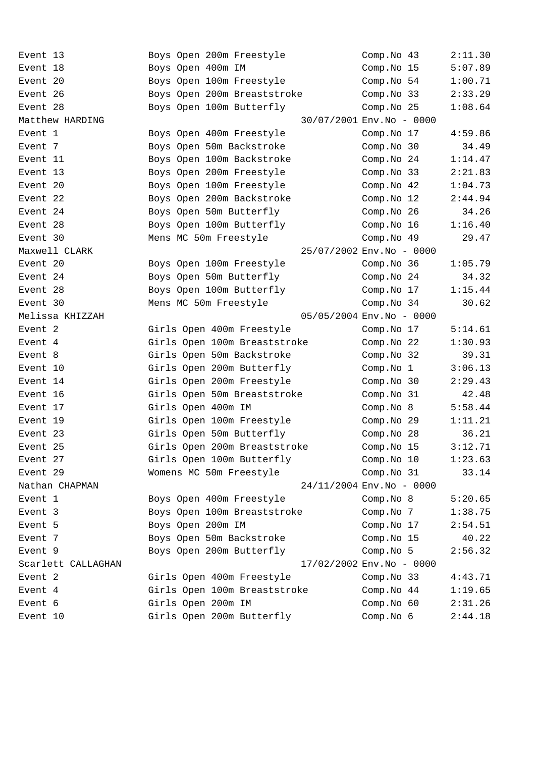| | | | | |
|---|---|---|---|---|
| Event 13 | Boys Open 200m Freestyle | | Comp.No 43 | 2:11.30 |
| Event 18 | Boys Open 400m IM | | Comp.No 15 | 5:07.89 |
| Event 20 | Boys Open 100m Freestyle | | Comp.No 54 | 1:00.71 |
| Event 26 | Boys Open 200m Breaststroke | | Comp.No 33 | 2:33.29 |
| Event 28 | Boys Open 100m Butterfly | | Comp.No 25 | 1:08.64 |
| Matthew HARDING | | 30/07/2001 | Env.No - 0000 | |
| Event 1 | Boys Open 400m Freestyle | | Comp.No 17 | 4:59.86 |
| Event 7 | Boys Open 50m Backstroke | | Comp.No 30 | 34.49 |
| Event 11 | Boys Open 100m Backstroke | | Comp.No 24 | 1:14.47 |
| Event 13 | Boys Open 200m Freestyle | | Comp.No 33 | 2:21.83 |
| Event 20 | Boys Open 100m Freestyle | | Comp.No 42 | 1:04.73 |
| Event 22 | Boys Open 200m Backstroke | | Comp.No 12 | 2:44.94 |
| Event 24 | Boys Open 50m Butterfly | | Comp.No 26 | 34.26 |
| Event 28 | Boys Open 100m Butterfly | | Comp.No 16 | 1:16.40 |
| Event 30 | Mens MC 50m Freestyle | | Comp.No 49 | 29.47 |
| Maxwell CLARK | | 25/07/2002 | Env.No - 0000 | |
| Event 20 | Boys Open 100m Freestyle | | Comp.No 36 | 1:05.79 |
| Event 24 | Boys Open 50m Butterfly | | Comp.No 24 | 34.32 |
| Event 28 | Boys Open 100m Butterfly | | Comp.No 17 | 1:15.44 |
| Event 30 | Mens MC 50m Freestyle | | Comp.No 34 | 30.62 |
| Melissa KHIZZAH | | 05/05/2004 | Env.No - 0000 | |
| Event 2 | Girls Open 400m Freestyle | | Comp.No 17 | 5:14.61 |
| Event 4 | Girls Open 100m Breaststroke | | Comp.No 22 | 1:30.93 |
| Event 8 | Girls Open 50m Backstroke | | Comp.No 32 | 39.31 |
| Event 10 | Girls Open 200m Butterfly | | Comp.No 1 | 3:06.13 |
| Event 14 | Girls Open 200m Freestyle | | Comp.No 30 | 2:29.43 |
| Event 16 | Girls Open 50m Breaststroke | | Comp.No 31 | 42.48 |
| Event 17 | Girls Open 400m IM | | Comp.No 8 | 5:58.44 |
| Event 19 | Girls Open 100m Freestyle | | Comp.No 29 | 1:11.21 |
| Event 23 | Girls Open 50m Butterfly | | Comp.No 28 | 36.21 |
| Event 25 | Girls Open 200m Breaststroke | | Comp.No 15 | 3:12.71 |
| Event 27 | Girls Open 100m Butterfly | | Comp.No 10 | 1:23.63 |
| Event 29 | Womens MC 50m Freestyle | | Comp.No 31 | 33.14 |
| Nathan CHAPMAN | | 24/11/2004 | Env.No - 0000 | |
| Event 1 | Boys Open 400m Freestyle | | Comp.No 8 | 5:20.65 |
| Event 3 | Boys Open 100m Breaststroke | | Comp.No 7 | 1:38.75 |
| Event 5 | Boys Open 200m IM | | Comp.No 17 | 2:54.51 |
| Event 7 | Boys Open 50m Backstroke | | Comp.No 15 | 40.22 |
| Event 9 | Boys Open 200m Butterfly | | Comp.No 5 | 2:56.32 |
| Scarlett CALLAGHAN | | 17/02/2002 | Env.No - 0000 | |
| Event 2 | Girls Open 400m Freestyle | | Comp.No 33 | 4:43.71 |
| Event 4 | Girls Open 100m Breaststroke | | Comp.No 44 | 1:19.65 |
| Event 6 | Girls Open 200m IM | | Comp.No 60 | 2:31.26 |
| Event 10 | Girls Open 200m Butterfly | | Comp.No 6 | 2:44.18 |